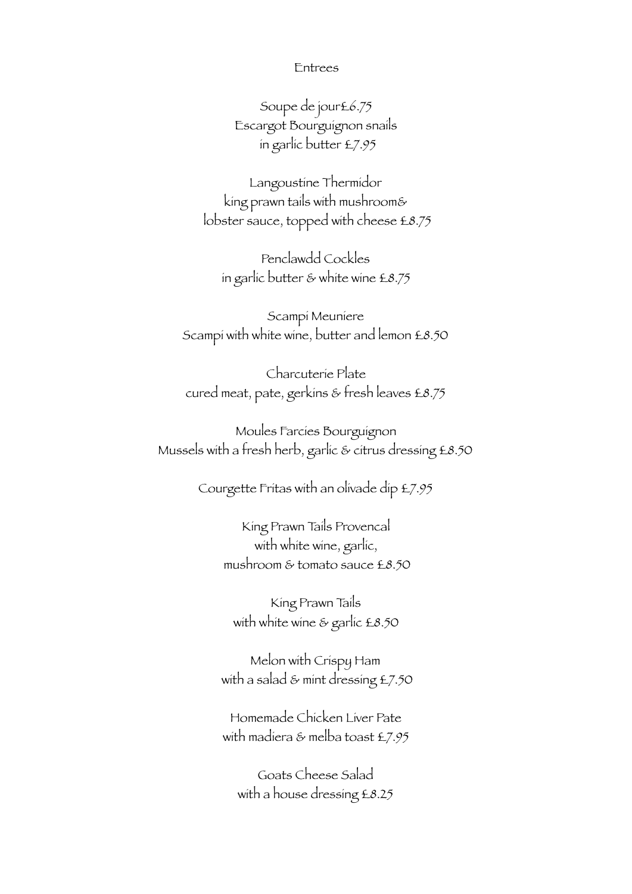# Entrees

Soupe de jour£6.75
Escargot Bourguignon snails
in garlic butter £7.95

Langoustine Thermidor
king prawn tails with mushroom&
lobster sauce, topped with cheese £8.75

Penclawdd Cockles
in garlic butter & white wine £8.75

Scampi Meuniere
Scampi with white wine, butter and lemon £8.50

Charcuterie Plate
cured meat, pate, gerkins & fresh leaves £8.75

Moules Farcies Bourguignon
Mussels with a fresh herb, garlic & citrus dressing £8.50

Courgette Fritas with an olivade dip £7.95

King Prawn Tails Provencal
with white wine, garlic,
mushroom & tomato sauce £8.50

King Prawn Tails
with white wine & garlic £8.50

Melon with Crispy Ham
with a salad & mint dressing £7.50

Homemade Chicken Liver Pate
with madiera & melba toast £7.95

Goats Cheese Salad
with a house dressing £8.25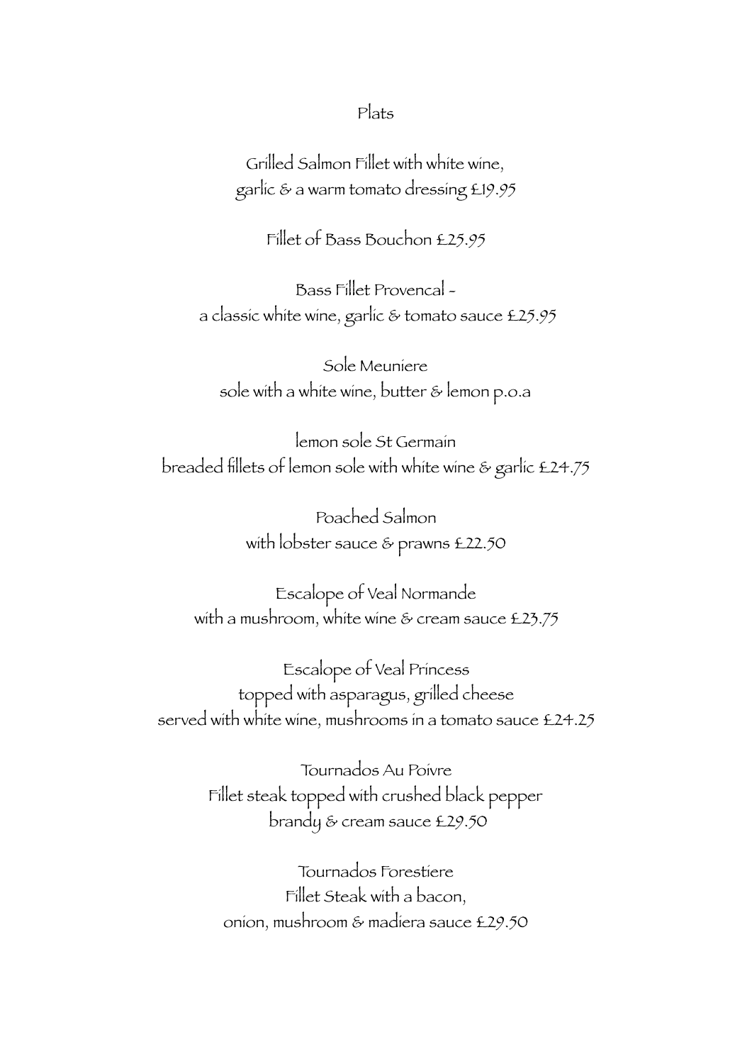# Plats

Grilled Salmon Fillet with white wine,
garlic & a warm tomato dressing £19.95

Fillet of Bass Bouchon £25.95

Bass Fillet Provencal -
a classic white wine, garlic & tomato sauce £25.95

Sole Meuniere
sole with a white wine, butter & lemon p.o.a

lemon sole St Germain
breaded fillets of lemon sole with white wine & garlic £24.75

Poached Salmon
with lobster sauce & prawns £22.50

Escalope of Veal Normande
with a mushroom, white wine & cream sauce £23.75

Escalope of Veal Princess
topped with asparagus, grilled cheese
served with white wine, mushrooms in a tomato sauce £24.25

Tournados Au Poivre
Fillet steak topped with crushed black pepper
brandy & cream sauce £29.50

Tournados Forestiere
Fillet Steak with a bacon,
onion, mushroom & madiera sauce £29.50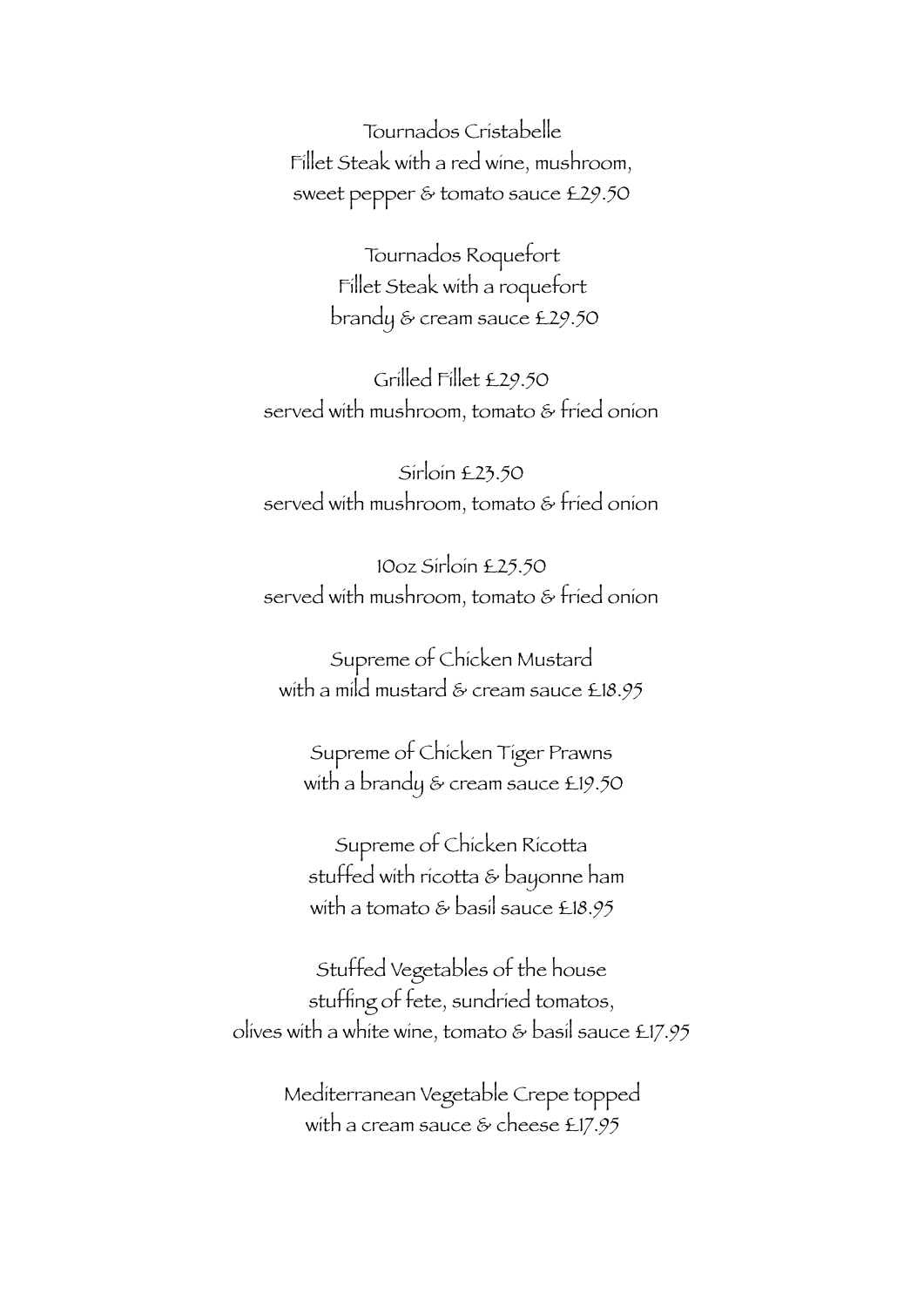Tournados Cristabelle
Fillet Steak with a red wine, mushroom,
sweet pepper & tomato sauce £29.50

Tournados Roquefort
Fillet Steak with a roquefort
brandy & cream sauce £29.50

Grilled Fillet £29.50
served with mushroom, tomato & fried onion

Sirloin £23.50
served with mushroom, tomato & fried onion

10oz Sirloin £25.50
served with mushroom, tomato & fried onion

Supreme of Chicken Mustard
with a mild mustard & cream sauce £18.95

Supreme of Chicken Tiger Prawns
with a brandy & cream sauce £19.50

Supreme of Chicken Ricotta
stuffed with ricotta & bayonne ham
with a tomato & basil sauce £18.95

Stuffed Vegetables of the house
stuffing of fete, sundried tomatos,
olives with a white wine, tomato & basil sauce £17.95

Mediterranean Vegetable Crepe topped
with a cream sauce & cheese £17.95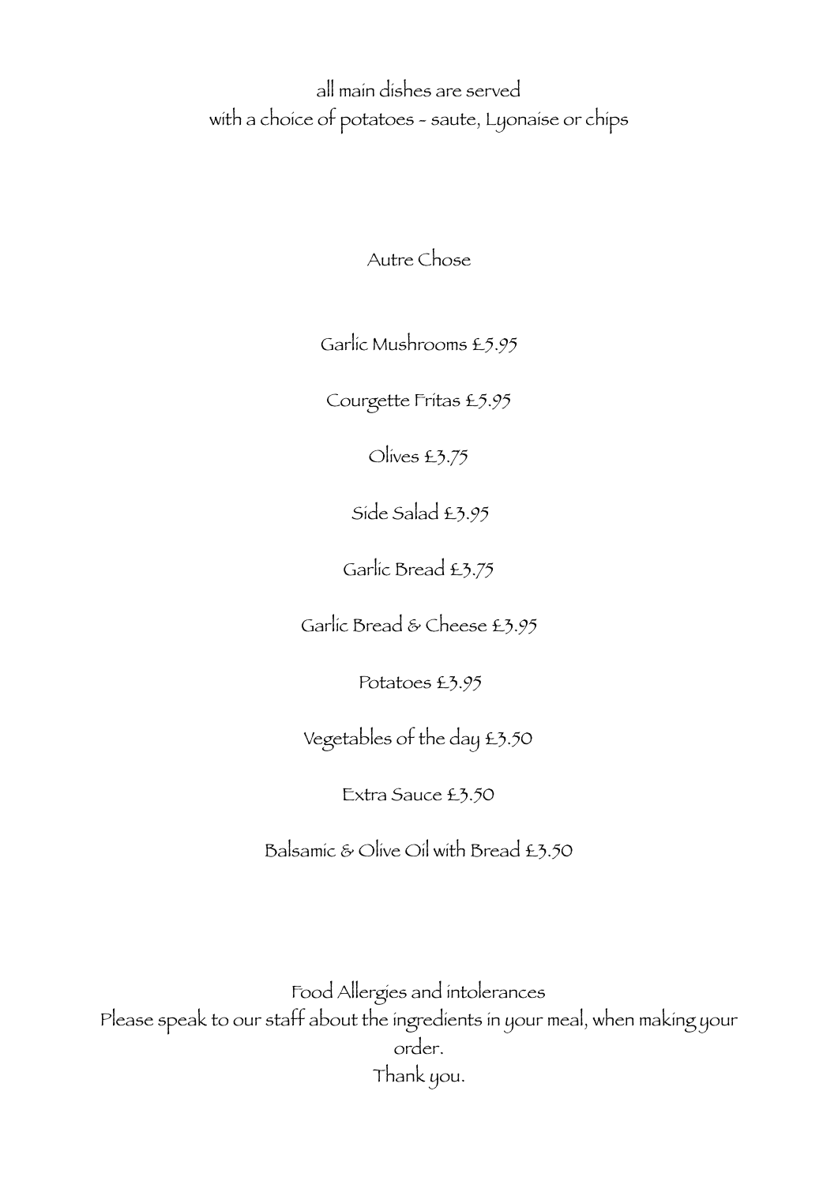all main dishes are served
with a choice of potatoes - saute, Lyonaise or chips

## Autre Chose

Garlic Mushrooms £5.95

Courgette Fritas £5.95

Olives £3.75

Side Salad £3.95

Garlic Bread £3.75

Garlic Bread & Cheese £3.95

Potatoes £3.95

Vegetables of the day £3.50

Extra Sauce £3.50

Balsamic & Olive Oil with Bread £3.50

Food Allergies and intolerances
Please speak to our staff about the ingredients in your meal, when making your order.
Thank you.